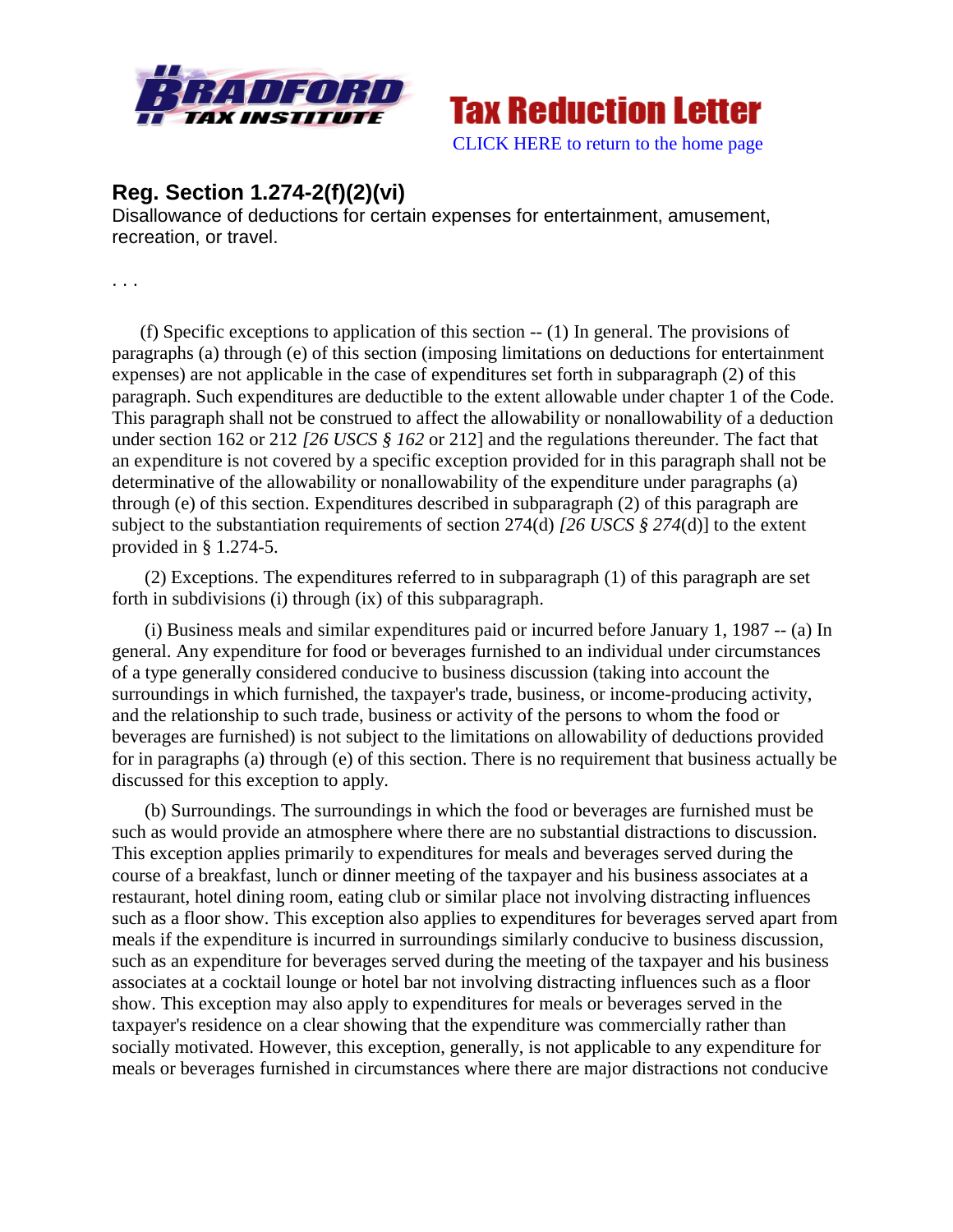Tax Reduction Letter

CLICK HERE to return to the home page

## Reg. Section 1.274-2(f)(2)(vi)

Disallowance of deductions for certain expenses for entertainment, amusement, recreation, or travel.

. . .

(f) Specific exceptions to application of this section -- (1) In general. The provisions of paragraphs (a) through (e) of this section (imposing limitations on deductions for entertainment expenses) are not applicable in the case of expenditures set forth in subparagraph (2) of this paragraph. Such expenditures are deductible to the extent allowable under chapter 1 of the Code. This paragraph shall not be construed to affect the allowability or nonallowability of a deduction under section 162 or 212 *[26 USCS § 162* or 212] and the regulations thereunder. The fact that an expenditure is not covered by a specific exception provided for in this paragraph shall not be determinative of the allowability or nonallowability of the expenditure under paragraphs (a) through (e) of this section. Expenditures described in subparagraph (2) of this paragraph are subject to the substantiation requirements of section 274(d) *[26 USCS § 274*(d)] to the extent provided in § 1.274-5.

(2) Exceptions. The expenditures referred to in subparagraph (1) of this paragraph are set forth in subdivisions (i) through (ix) of this subparagraph.

(i) Business meals and similar expenditures paid or incurred before January 1, 1987 -- (a) In general. Any expenditure for food or beverages furnished to an individual under circumstances of a type generally considered conducive to business discussion (taking into account the surroundings in which furnished, the taxpayer's trade, business, or income-producing activity, and the relationship to such trade, business or activity of the persons to whom the food or beverages are furnished) is not subject to the limitations on allowability of deductions provided for in paragraphs (a) through (e) of this section. There is no requirement that business actually be discussed for this exception to apply.

(b) Surroundings. The surroundings in which the food or beverages are furnished must be such as would provide an atmosphere where there are no substantial distractions to discussion. This exception applies primarily to expenditures for meals and beverages served during the course of a breakfast, lunch or dinner meeting of the taxpayer and his business associates at a restaurant, hotel dining room, eating club or similar place not involving distracting influences such as a floor show. This exception also applies to expenditures for beverages served apart from meals if the expenditure is incurred in surroundings similarly conducive to business discussion, such as an expenditure for beverages served during the meeting of the taxpayer and his business associates at a cocktail lounge or hotel bar not involving distracting influences such as a floor show. This exception may also apply to expenditures for meals or beverages served in the taxpayer's residence on a clear showing that the expenditure was commercially rather than socially motivated. However, this exception, generally, is not applicable to any expenditure for meals or beverages furnished in circumstances where there are major distractions not conducive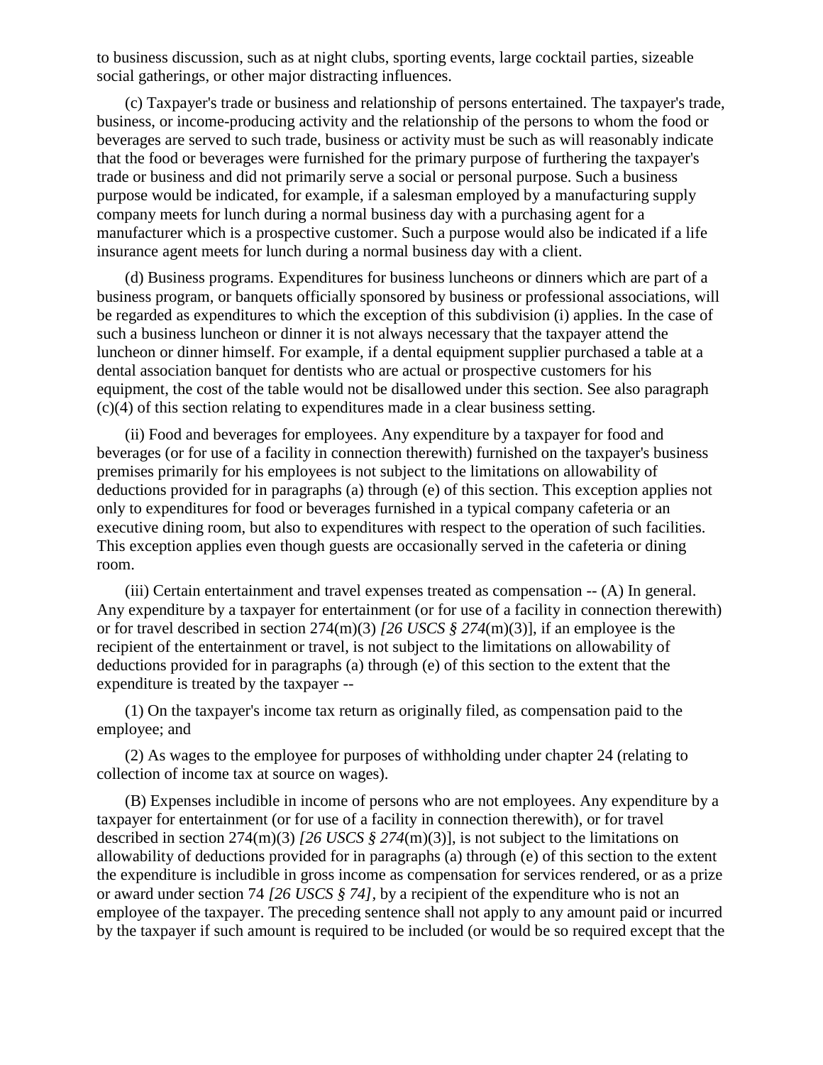to business discussion, such as at night clubs, sporting events, large cocktail parties, sizeable social gatherings, or other major distracting influences.

(c) Taxpayer's trade or business and relationship of persons entertained. The taxpayer's trade, business, or income-producing activity and the relationship of the persons to whom the food or beverages are served to such trade, business or activity must be such as will reasonably indicate that the food or beverages were furnished for the primary purpose of furthering the taxpayer's trade or business and did not primarily serve a social or personal purpose. Such a business purpose would be indicated, for example, if a salesman employed by a manufacturing supply company meets for lunch during a normal business day with a purchasing agent for a manufacturer which is a prospective customer. Such a purpose would also be indicated if a life insurance agent meets for lunch during a normal business day with a client.

(d) Business programs. Expenditures for business luncheons or dinners which are part of a business program, or banquets officially sponsored by business or professional associations, will be regarded as expenditures to which the exception of this subdivision (i) applies. In the case of such a business luncheon or dinner it is not always necessary that the taxpayer attend the luncheon or dinner himself. For example, if a dental equipment supplier purchased a table at a dental association banquet for dentists who are actual or prospective customers for his equipment, the cost of the table would not be disallowed under this section. See also paragraph (c)(4) of this section relating to expenditures made in a clear business setting.

(ii) Food and beverages for employees. Any expenditure by a taxpayer for food and beverages (or for use of a facility in connection therewith) furnished on the taxpayer's business premises primarily for his employees is not subject to the limitations on allowability of deductions provided for in paragraphs (a) through (e) of this section. This exception applies not only to expenditures for food or beverages furnished in a typical company cafeteria or an executive dining room, but also to expenditures with respect to the operation of such facilities. This exception applies even though guests are occasionally served in the cafeteria or dining room.

(iii) Certain entertainment and travel expenses treated as compensation -- (A) In general. Any expenditure by a taxpayer for entertainment (or for use of a facility in connection therewith) or for travel described in section 274(m)(3) *[26 USCS § 274*(m)(3)], if an employee is the recipient of the entertainment or travel, is not subject to the limitations on allowability of deductions provided for in paragraphs (a) through (e) of this section to the extent that the expenditure is treated by the taxpayer --

(1) On the taxpayer's income tax return as originally filed, as compensation paid to the employee; and

(2) As wages to the employee for purposes of withholding under chapter 24 (relating to collection of income tax at source on wages).

(B) Expenses includible in income of persons who are not employees. Any expenditure by a taxpayer for entertainment (or for use of a facility in connection therewith), or for travel described in section 274(m)(3) *[26 USCS § 274*(m)(3)], is not subject to the limitations on allowability of deductions provided for in paragraphs (a) through (e) of this section to the extent the expenditure is includible in gross income as compensation for services rendered, or as a prize or award under section 74 *[26 USCS § 74]*, by a recipient of the expenditure who is not an employee of the taxpayer. The preceding sentence shall not apply to any amount paid or incurred by the taxpayer if such amount is required to be included (or would be so required except that the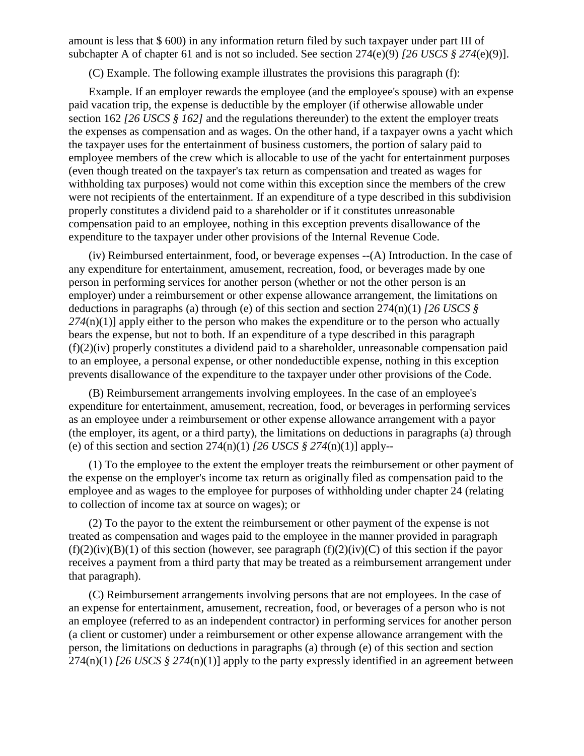amount is less that $ 600) in any information return filed by such taxpayer under part III of subchapter A of chapter 61 and is not so included. See section 274(e)(9) *[26 USCS § 274*(e)(9)].

(C) Example. The following example illustrates the provisions this paragraph (f):

Example. If an employer rewards the employee (and the employee's spouse) with an expense paid vacation trip, the expense is deductible by the employer (if otherwise allowable under section 162 *[26 USCS § 162]* and the regulations thereunder) to the extent the employer treats the expenses as compensation and as wages. On the other hand, if a taxpayer owns a yacht which the taxpayer uses for the entertainment of business customers, the portion of salary paid to employee members of the crew which is allocable to use of the yacht for entertainment purposes (even though treated on the taxpayer's tax return as compensation and treated as wages for withholding tax purposes) would not come within this exception since the members of the crew were not recipients of the entertainment. If an expenditure of a type described in this subdivision properly constitutes a dividend paid to a shareholder or if it constitutes unreasonable compensation paid to an employee, nothing in this exception prevents disallowance of the expenditure to the taxpayer under other provisions of the Internal Revenue Code.

(iv) Reimbursed entertainment, food, or beverage expenses --(A) Introduction. In the case of any expenditure for entertainment, amusement, recreation, food, or beverages made by one person in performing services for another person (whether or not the other person is an employer) under a reimbursement or other expense allowance arrangement, the limitations on deductions in paragraphs (a) through (e) of this section and section 274(n)(1) *[26 USCS § 274*(n)(1)] apply either to the person who makes the expenditure or to the person who actually bears the expense, but not to both. If an expenditure of a type described in this paragraph (f)(2)(iv) properly constitutes a dividend paid to a shareholder, unreasonable compensation paid to an employee, a personal expense, or other nondeductible expense, nothing in this exception prevents disallowance of the expenditure to the taxpayer under other provisions of the Code.

(B) Reimbursement arrangements involving employees. In the case of an employee's expenditure for entertainment, amusement, recreation, food, or beverages in performing services as an employee under a reimbursement or other expense allowance arrangement with a payor (the employer, its agent, or a third party), the limitations on deductions in paragraphs (a) through (e) of this section and section 274(n)(1) *[26 USCS § 274*(n)(1)] apply--

(1) To the employee to the extent the employer treats the reimbursement or other payment of the expense on the employer's income tax return as originally filed as compensation paid to the employee and as wages to the employee for purposes of withholding under chapter 24 (relating to collection of income tax at source on wages); or

(2) To the payor to the extent the reimbursement or other payment of the expense is not treated as compensation and wages paid to the employee in the manner provided in paragraph (f)(2)(iv)(B)(1) of this section (however, see paragraph (f)(2)(iv)(C) of this section if the payor receives a payment from a third party that may be treated as a reimbursement arrangement under that paragraph).

(C) Reimbursement arrangements involving persons that are not employees. In the case of an expense for entertainment, amusement, recreation, food, or beverages of a person who is not an employee (referred to as an independent contractor) in performing services for another person (a client or customer) under a reimbursement or other expense allowance arrangement with the person, the limitations on deductions in paragraphs (a) through (e) of this section and section 274(n)(1) *[26 USCS § 274*(n)(1)] apply to the party expressly identified in an agreement between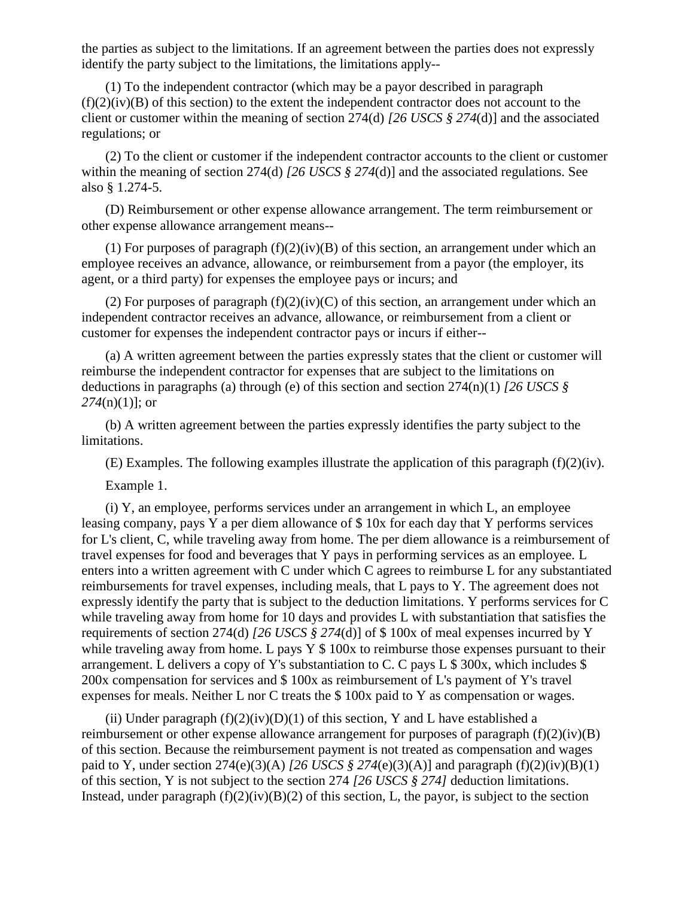the parties as subject to the limitations. If an agreement between the parties does not expressly identify the party subject to the limitations, the limitations apply--

(1) To the independent contractor (which may be a payor described in paragraph (f)(2)(iv)(B) of this section) to the extent the independent contractor does not account to the client or customer within the meaning of section 274(d) *[26 USCS § 274*(d)] and the associated regulations; or

(2) To the client or customer if the independent contractor accounts to the client or customer within the meaning of section 274(d) *[26 USCS § 274*(d)] and the associated regulations. See also § 1.274-5.

(D) Reimbursement or other expense allowance arrangement. The term reimbursement or other expense allowance arrangement means--

(1) For purposes of paragraph (f)(2)(iv)(B) of this section, an arrangement under which an employee receives an advance, allowance, or reimbursement from a payor (the employer, its agent, or a third party) for expenses the employee pays or incurs; and

(2) For purposes of paragraph (f)(2)(iv)(C) of this section, an arrangement under which an independent contractor receives an advance, allowance, or reimbursement from a client or customer for expenses the independent contractor pays or incurs if either--

(a) A written agreement between the parties expressly states that the client or customer will reimburse the independent contractor for expenses that are subject to the limitations on deductions in paragraphs (a) through (e) of this section and section 274(n)(1) *[26 USCS § 274*(n)(1)]; or

(b) A written agreement between the parties expressly identifies the party subject to the limitations.

(E) Examples. The following examples illustrate the application of this paragraph (f)(2)(iv).

Example 1.

(i) Y, an employee, performs services under an arrangement in which L, an employee leasing company, pays Y a per diem allowance of $ 10x for each day that Y performs services for L's client, C, while traveling away from home. The per diem allowance is a reimbursement of travel expenses for food and beverages that Y pays in performing services as an employee. L enters into a written agreement with C under which C agrees to reimburse L for any substantiated reimbursements for travel expenses, including meals, that L pays to Y. The agreement does not expressly identify the party that is subject to the deduction limitations. Y performs services for C while traveling away from home for 10 days and provides L with substantiation that satisfies the requirements of section 274(d) *[26 USCS § 274*(d)] of $ 100x of meal expenses incurred by Y while traveling away from home. L pays Y $ 100x to reimburse those expenses pursuant to their arrangement. L delivers a copy of Y's substantiation to C. C pays L $ 300x, which includes $ 200x compensation for services and $ 100x as reimbursement of L's payment of Y's travel expenses for meals. Neither L nor C treats the $ 100x paid to Y as compensation or wages.

(ii) Under paragraph (f)(2)(iv)(D)(1) of this section, Y and L have established a reimbursement or other expense allowance arrangement for purposes of paragraph (f)(2)(iv)(B) of this section. Because the reimbursement payment is not treated as compensation and wages paid to Y, under section 274(e)(3)(A) *[26 USCS § 274*(e)(3)(A)] and paragraph (f)(2)(iv)(B)(1) of this section, Y is not subject to the section 274 *[26 USCS § 274]* deduction limitations. Instead, under paragraph (f)(2)(iv)(B)(2) of this section, L, the payor, is subject to the section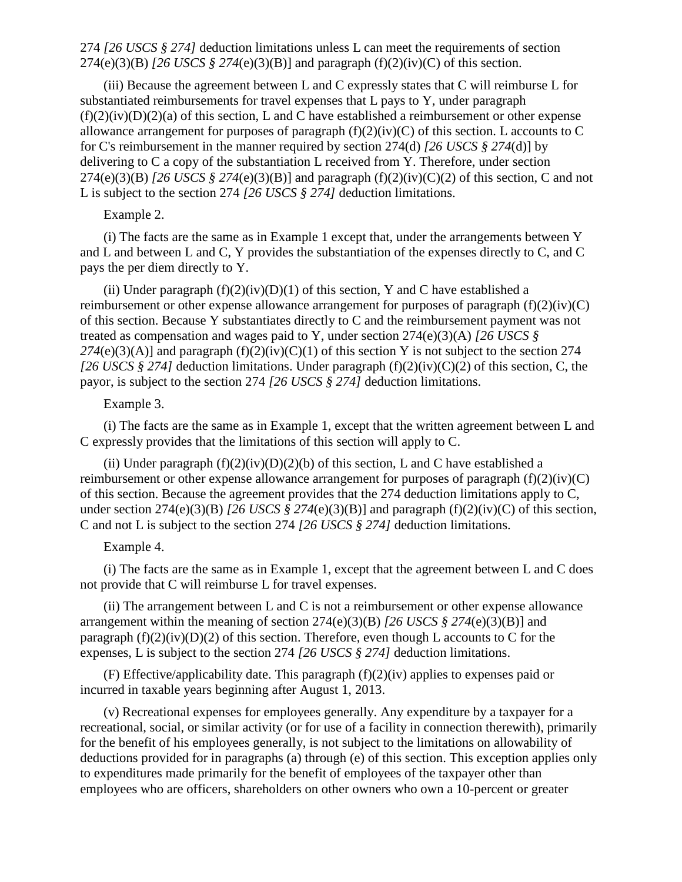274 *[26 USCS § 274]* deduction limitations unless L can meet the requirements of section 274(e)(3)(B) *[26 USCS § 274*(e)(3)(B)] and paragraph (f)(2)(iv)(C) of this section.

(iii) Because the agreement between L and C expressly states that C will reimburse L for substantiated reimbursements for travel expenses that L pays to Y, under paragraph (f)(2)(iv)(D)(2)(a) of this section, L and C have established a reimbursement or other expense allowance arrangement for purposes of paragraph (f)(2)(iv)(C) of this section. L accounts to C for C's reimbursement in the manner required by section 274(d) *[26 USCS § 274*(d)] by delivering to C a copy of the substantiation L received from Y. Therefore, under section 274(e)(3)(B) *[26 USCS § 274*(e)(3)(B)] and paragraph (f)(2)(iv)(C)(2) of this section, C and not L is subject to the section 274 *[26 USCS § 274]* deduction limitations.

Example 2.

(i) The facts are the same as in Example 1 except that, under the arrangements between Y and L and between L and C, Y provides the substantiation of the expenses directly to C, and C pays the per diem directly to Y.

(ii) Under paragraph (f)(2)(iv)(D)(1) of this section, Y and C have established a reimbursement or other expense allowance arrangement for purposes of paragraph (f)(2)(iv)(C) of this section. Because Y substantiates directly to C and the reimbursement payment was not treated as compensation and wages paid to Y, under section 274(e)(3)(A) *[26 USCS § 274*(e)(3)(A)] and paragraph (f)(2)(iv)(C)(1) of this section Y is not subject to the section 274 *[26 USCS § 274]* deduction limitations. Under paragraph (f)(2)(iv)(C)(2) of this section, C, the payor, is subject to the section 274 *[26 USCS § 274]* deduction limitations.

Example 3.

(i) The facts are the same as in Example 1, except that the written agreement between L and C expressly provides that the limitations of this section will apply to C.

(ii) Under paragraph (f)(2)(iv)(D)(2)(b) of this section, L and C have established a reimbursement or other expense allowance arrangement for purposes of paragraph (f)(2)(iv)(C) of this section. Because the agreement provides that the 274 deduction limitations apply to C, under section 274(e)(3)(B) *[26 USCS § 274*(e)(3)(B)] and paragraph (f)(2)(iv)(C) of this section, C and not L is subject to the section 274 *[26 USCS § 274]* deduction limitations.

Example 4.

(i) The facts are the same as in Example 1, except that the agreement between L and C does not provide that C will reimburse L for travel expenses.

(ii) The arrangement between L and C is not a reimbursement or other expense allowance arrangement within the meaning of section 274(e)(3)(B) *[26 USCS § 274*(e)(3)(B)] and paragraph (f)(2)(iv)(D)(2) of this section. Therefore, even though L accounts to C for the expenses, L is subject to the section 274 *[26 USCS § 274]* deduction limitations.

(F) Effective/applicability date. This paragraph (f)(2)(iv) applies to expenses paid or incurred in taxable years beginning after August 1, 2013.

(v) Recreational expenses for employees generally. Any expenditure by a taxpayer for a recreational, social, or similar activity (or for use of a facility in connection therewith), primarily for the benefit of his employees generally, is not subject to the limitations on allowability of deductions provided for in paragraphs (a) through (e) of this section. This exception applies only to expenditures made primarily for the benefit of employees of the taxpayer other than employees who are officers, shareholders on other owners who own a 10-percent or greater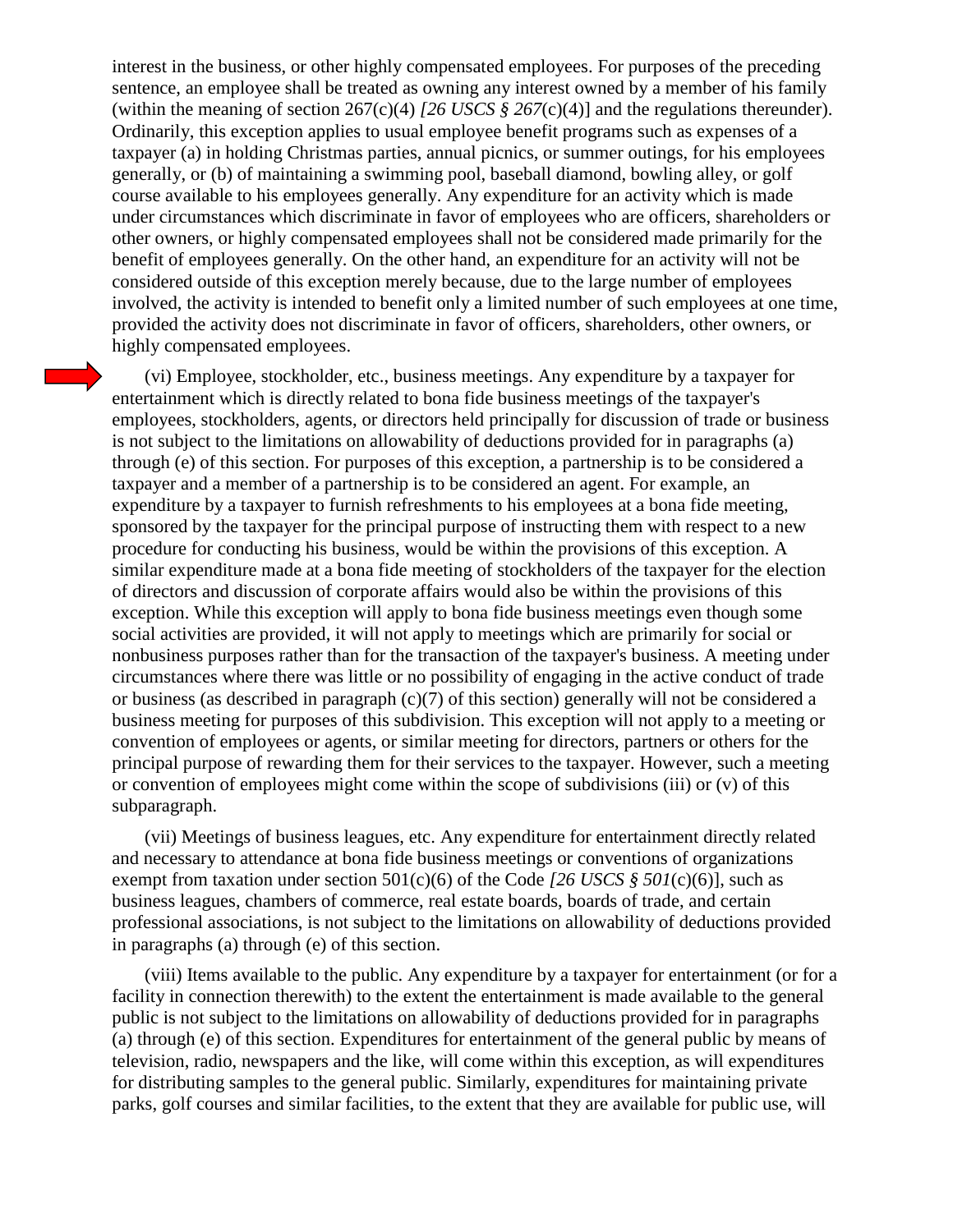interest in the business, or other highly compensated employees. For purposes of the preceding sentence, an employee shall be treated as owning any interest owned by a member of his family (within the meaning of section 267(c)(4) *[26 USCS § 267*(c)(4)] and the regulations thereunder). Ordinarily, this exception applies to usual employee benefit programs such as expenses of a taxpayer (a) in holding Christmas parties, annual picnics, or summer outings, for his employees generally, or (b) of maintaining a swimming pool, baseball diamond, bowling alley, or golf course available to his employees generally. Any expenditure for an activity which is made under circumstances which discriminate in favor of employees who are officers, shareholders or other owners, or highly compensated employees shall not be considered made primarily for the benefit of employees generally. On the other hand, an expenditure for an activity will not be considered outside of this exception merely because, due to the large number of employees involved, the activity is intended to benefit only a limited number of such employees at one time, provided the activity does not discriminate in favor of officers, shareholders, other owners, or highly compensated employees.

(vi) Employee, stockholder, etc., business meetings. Any expenditure by a taxpayer for entertainment which is directly related to bona fide business meetings of the taxpayer's employees, stockholders, agents, or directors held principally for discussion of trade or business is not subject to the limitations on allowability of deductions provided for in paragraphs (a) through (e) of this section. For purposes of this exception, a partnership is to be considered a taxpayer and a member of a partnership is to be considered an agent. For example, an expenditure by a taxpayer to furnish refreshments to his employees at a bona fide meeting, sponsored by the taxpayer for the principal purpose of instructing them with respect to a new procedure for conducting his business, would be within the provisions of this exception. A similar expenditure made at a bona fide meeting of stockholders of the taxpayer for the election of directors and discussion of corporate affairs would also be within the provisions of this exception. While this exception will apply to bona fide business meetings even though some social activities are provided, it will not apply to meetings which are primarily for social or nonbusiness purposes rather than for the transaction of the taxpayer's business. A meeting under circumstances where there was little or no possibility of engaging in the active conduct of trade or business (as described in paragraph (c)(7) of this section) generally will not be considered a business meeting for purposes of this subdivision. This exception will not apply to a meeting or convention of employees or agents, or similar meeting for directors, partners or others for the principal purpose of rewarding them for their services to the taxpayer. However, such a meeting or convention of employees might come within the scope of subdivisions (iii) or (v) of this subparagraph.

(vii) Meetings of business leagues, etc. Any expenditure for entertainment directly related and necessary to attendance at bona fide business meetings or conventions of organizations exempt from taxation under section 501(c)(6) of the Code *[26 USCS § 501*(c)(6)], such as business leagues, chambers of commerce, real estate boards, boards of trade, and certain professional associations, is not subject to the limitations on allowability of deductions provided in paragraphs (a) through (e) of this section.

(viii) Items available to the public. Any expenditure by a taxpayer for entertainment (or for a facility in connection therewith) to the extent the entertainment is made available to the general public is not subject to the limitations on allowability of deductions provided for in paragraphs (a) through (e) of this section. Expenditures for entertainment of the general public by means of television, radio, newspapers and the like, will come within this exception, as will expenditures for distributing samples to the general public. Similarly, expenditures for maintaining private parks, golf courses and similar facilities, to the extent that they are available for public use, will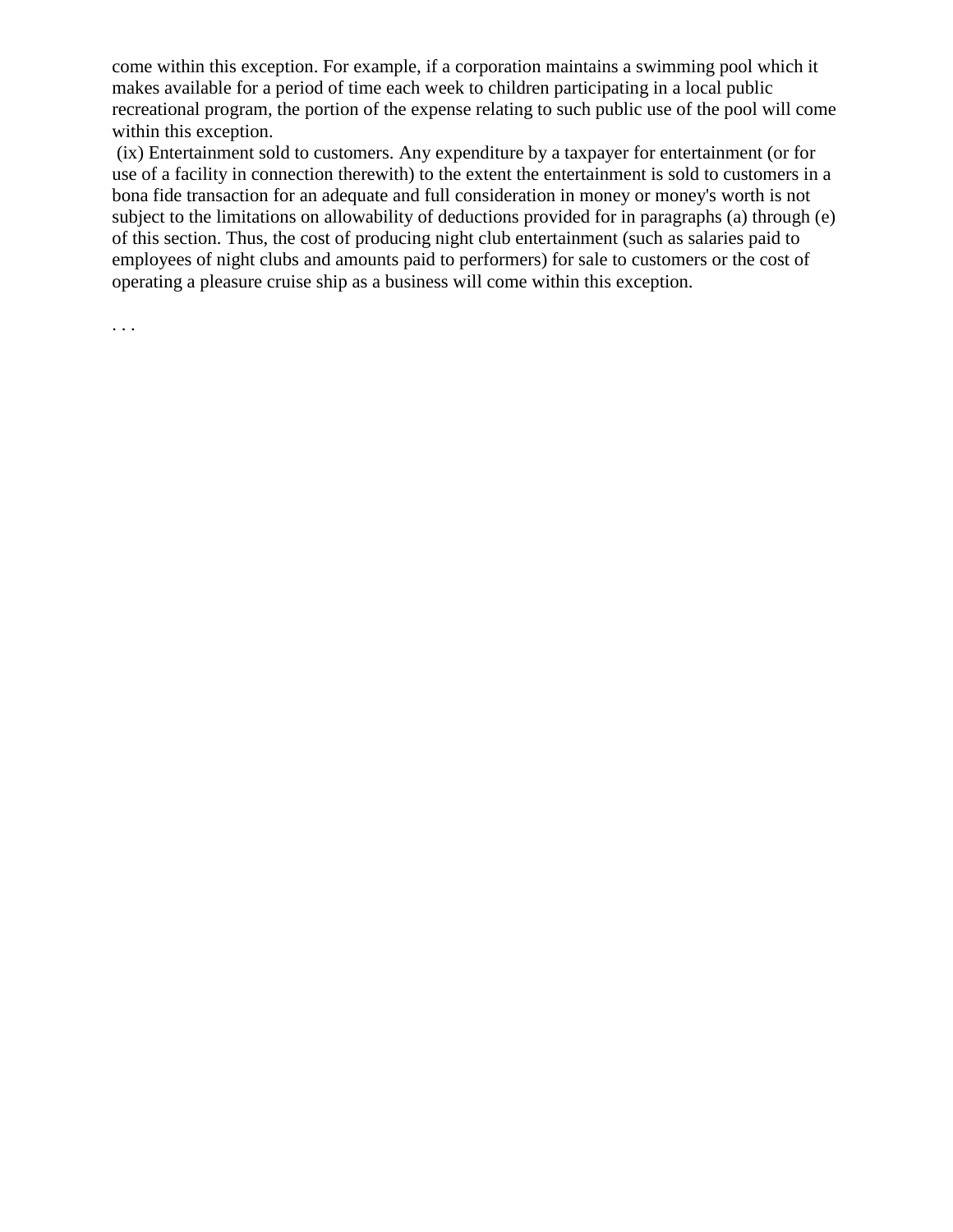come within this exception. For example, if a corporation maintains a swimming pool which it makes available for a period of time each week to children participating in a local public recreational program, the portion of the expense relating to such public use of the pool will come within this exception.

(ix) Entertainment sold to customers. Any expenditure by a taxpayer for entertainment (or for use of a facility in connection therewith) to the extent the entertainment is sold to customers in a bona fide transaction for an adequate and full consideration in money or money's worth is not subject to the limitations on allowability of deductions provided for in paragraphs (a) through (e) of this section. Thus, the cost of producing night club entertainment (such as salaries paid to employees of night clubs and amounts paid to performers) for sale to customers or the cost of operating a pleasure cruise ship as a business will come within this exception.

. . .